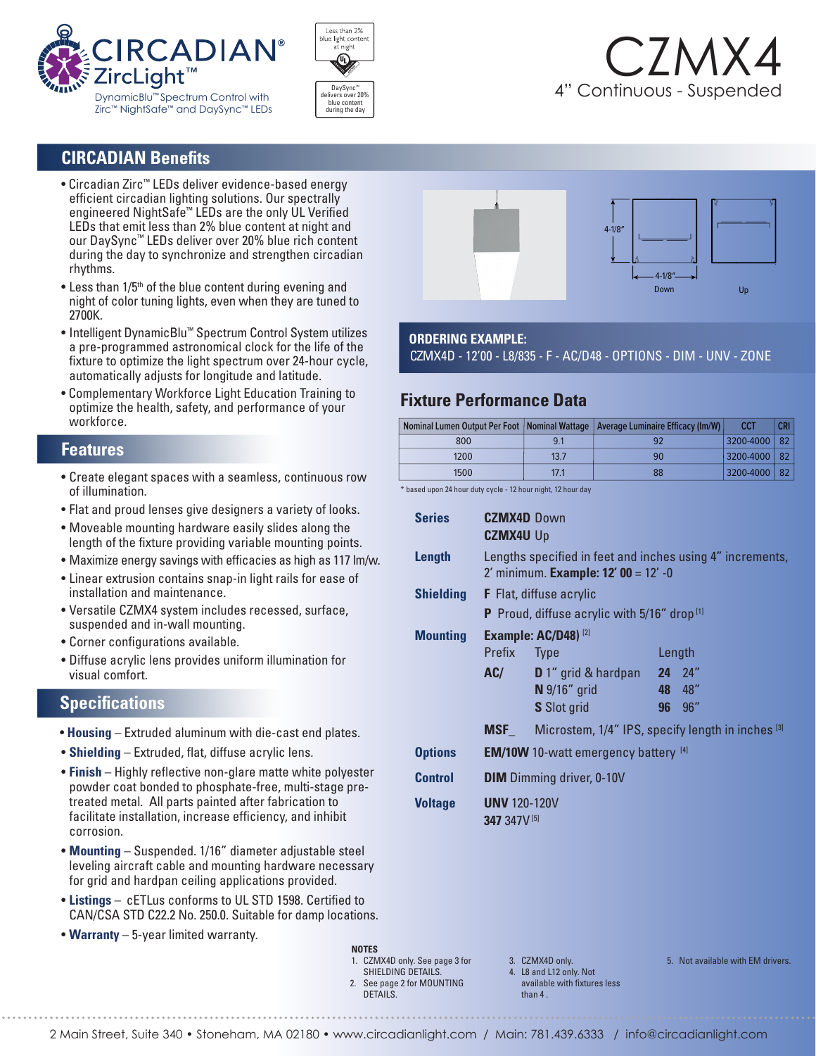CIRCADIAN® ZircLight™

DynamicBlu™ Spectrum Control with Zirc™ NightSafe™ and DaySync™ LEDs

Less than 2% blue light content at night

DaySync™ delivers over 20% blue content during the day

# CZMX4

4" Continuous - Suspended

## CIRCADIAN Benefits

- Circadian Zirc™ LEDs deliver evidence-based energy efficient circadian lighting solutions. Our spectrally engineered NightSafe™ LEDs are the only UL Verified LEDs that emit less than 2% blue content at night and our DaySync™ LEDs deliver over 20% blue rich content during the day to synchronize and strengthen circadian rhythms.
- Less than 1/5th of the blue content during evening and night of color tuning lights, even when they are tuned to 2700K.
- Intelligent DynamicBlu™ Spectrum Control System utilizes a pre-programmed astronomical clock for the life of the fixture to optimize the light spectrum over 24-hour cycle, automatically adjusts for longitude and latitude.
- Complementary Workforce Light Education Training to optimize the health, safety, and performance of your workforce.

## Features

- Create elegant spaces with a seamless, continuous row of illumination.
- Flat and proud lenses give designers a variety of looks.
- Moveable mounting hardware easily slides along the length of the fixture providing variable mounting points.
- Maximize energy savings with efficacies as high as 117 lm/w.
- Linear extrusion contains snap-in light rails for ease of installation and maintenance.
- Versatile CZMX4 system includes recessed, surface, suspended and in-wall mounting.
- Corner configurations available.
- Diffuse acrylic lens provides uniform illumination for visual comfort.

## Specifications

- **Housing** – Extruded aluminum with die-cast end plates.
- **Shielding** – Extruded, flat, diffuse acrylic lens.
- **Finish** – Highly reflective non-glare matte white polyester powder coat bonded to phosphate-free, multi-stage pre-treated metal. All parts painted after fabrication to facilitate installation, increase efficiency, and inhibit corrosion.
- **Mounting** – Suspended. 1/16" diameter adjustable steel leveling aircraft cable and mounting hardware necessary for grid and hardpan ceiling applications provided.
- **Listings** – cETLus conforms to UL STD 1598. Certified to CAN/CSA STD C22.2 No. 250.0. Suitable for damp locations.
- **Warranty** – 5-year limited warranty.

4-1/8"

4-1/8"

Down

Up

## ORDERING EXAMPLE:

CZMX4D - 12'00 - L8/835 - F - AC/D48 - OPTIONS - DIM - UNV - ZONE

## Fixture Performance Data

| Nominal Lumen Output Per Foot | Nominal Wattage | Average Luminaire Efficacy (lm/W) | CCT | CRI |
|---|---|---|---|---|
| 800 | 9.1 | 92 | 3200-4000 | 82 |
| 1200 | 13.7 | 90 | 3200-4000 | 82 |
| 1500 | 17.1 | 88 | 3200-4000 | 82 |

\* based upon 24 hour duty cycle - 12 hour night, 12 hour day

**Series**

- **CZMX4D** Down
- **CZMX4U** Up

**Length**

Lengths specified in feet and inches using 4" increments, 2' minimum. **Example: 12' 00** = 12' -0

**Shielding**

- **F** Flat, diffuse acrylic
- **P** Proud, diffuse acrylic with 5/16" drop [1]

**Mounting**

**Example: AC/D48)** [2]

| Prefix | Type | Length | |
|---|---|---|---|
| **AC/** | **D** 1" grid & hardpan | **24** | 24" |
| | **N** 9/16" grid | **48** | 48" |
| | **S** Slot grid | **96** | 96" |

**MSF_** Microstem, 1/4" IPS, specify length in inches [3]

**Options**

**EM/10W** 10-watt emergency battery [4]

**Control**

**DIM** Dimming driver, 0-10V

**Voltage**

- **UNV** 120-120V
- **347** 347V [5]

**NOTES**

1. CZMX4D only. See page 3 for SHIELDING DETAILS.
2. See page 2 for MOUNTING DETAILS.
3. CZMX4D only.
4. L8 and L12 only. Not available with fixtures less than 4 .
5. Not available with EM drivers.

2 Main Street, Suite 340 • Stoneham, MA 02180 • www.circadianlight.com / Main: 781.439.6333 / info@circadianlight.com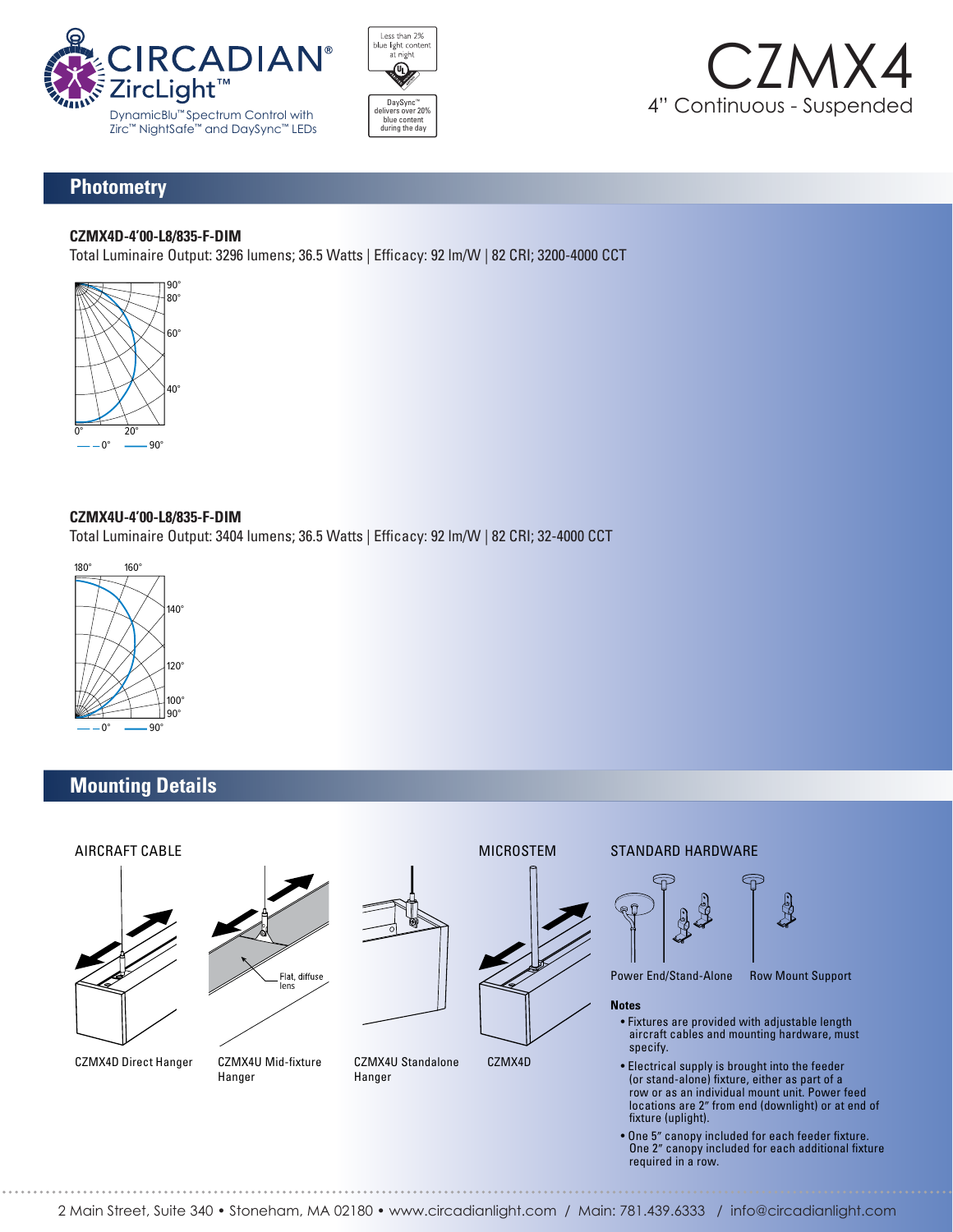## Photometry

**CZMX4D-4'00-L8/835-F-DIM**

Total Luminaire Output: 3296 lumens; 36.5 Watts | Efficacy: 92 lm/W | 82 CRI; 3200-4000 CCT

**CZMX4U-4'00-L8/835-F-DIM**

Total Luminaire Output: 3404 lumens; 36.5 Watts | Efficacy: 92 lm/W | 82 CRI; 32-4000 CCT

## Mounting Details

AIRCRAFT CABLE

CZMX4D Direct Hanger

CZMX4U Mid-fixture Hanger

Flat, diffuse lens

CZMX4U Standalone Hanger

MICROSTEM

CZMX4D

STANDARD HARDWARE

Power End/Stand-Alone

Row Mount Support

**Notes**

- Fixtures are provided with adjustable length aircraft cables and mounting hardware, must specify.
- Electrical supply is brought into the feeder (or stand-alone) fixture, either as part of a row or as an individual mount unit. Power feed locations are 2" from end (downlight) or at end of fixture (uplight).
- One 5" canopy included for each feeder fixture. One 2" canopy included for each additional fixture required in a row.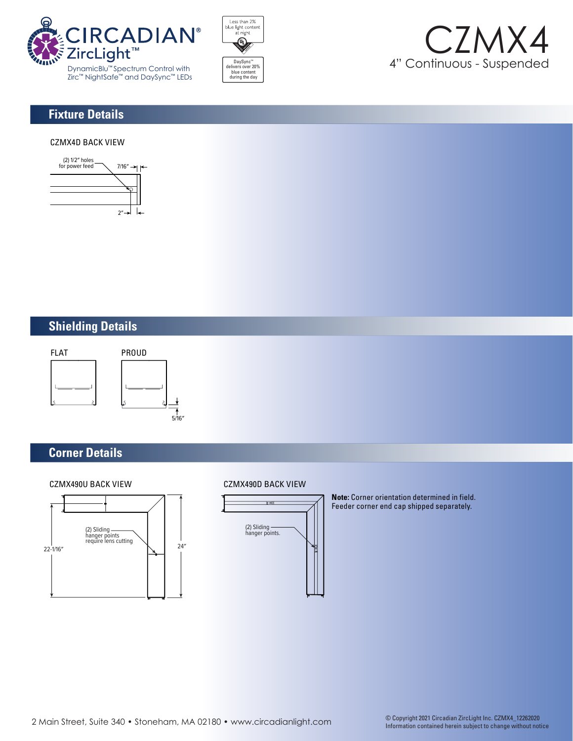# CZMX4

4" Continuous - Suspended

CIRCADIAN® ZircLight™

DynamicBlu™ Spectrum Control with Zirc™ NightSafe™ and DaySync™ LEDs

Less than 2% blue light content at night

DaySync™ delivers over 20% blue content during the day

## Fixture Details

CZMX4D BACK VIEW

(2) 1/2" holes for power feed

7/16"

2"

## Shielding Details

FLAT

PROUD

5/16"

## Corner Details

CZMX490U BACK VIEW

(2) Sliding hanger points require lens cutting

22-1/16"

24"

CZMX490D BACK VIEW

(2) Sliding hanger points.

**Note:** Corner orientation determined in field. Feeder corner end cap shipped separately.

2 Main Street, Suite 340 • Stoneham, MA 02180 • www.circadianlight.com

© Copyright 2021 Circadian ZircLight Inc. CZMX4_12262020
Information contained herein subject to change without notice